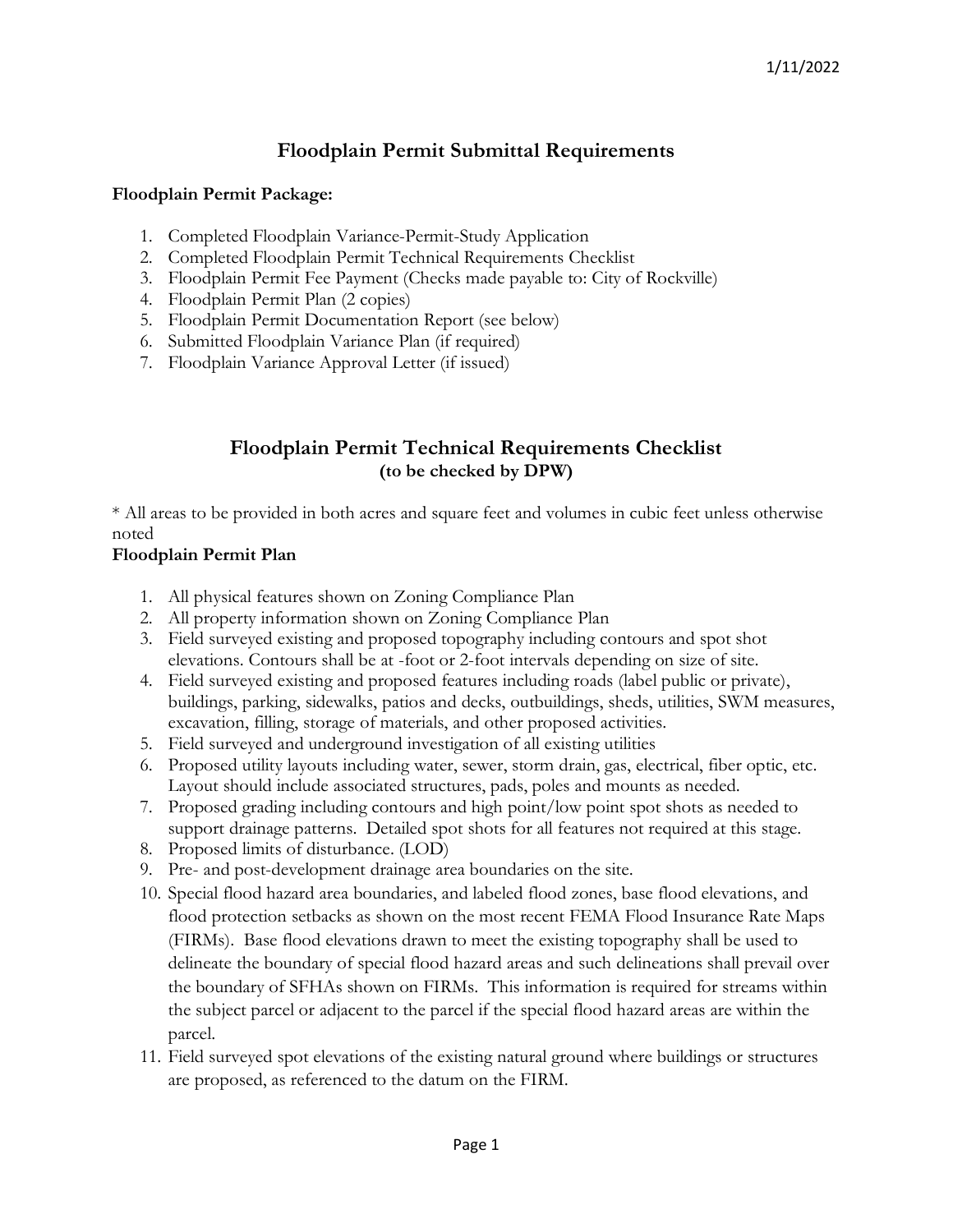1/11/2022

# Floodplain Permit Submittal Requirements

**Floodplain Permit Package:**

1. Completed Floodplain Variance-Permit-Study Application
2. Completed Floodplain Permit Technical Requirements Checklist
3. Floodplain Permit Fee Payment (Checks made payable to: City of Rockville)
4. Floodplain Permit Plan (2 copies)
5. Floodplain Permit Documentation Report (see below)
6. Submitted Floodplain Variance Plan (if required)
7. Floodplain Variance Approval Letter (if issued)

## Floodplain Permit Technical Requirements Checklist
**(to be checked by DPW)**

* All areas to be provided in both acres and square feet and volumes in cubic feet unless otherwise noted

**Floodplain Permit Plan**

1. All physical features shown on Zoning Compliance Plan
2. All property information shown on Zoning Compliance Plan
3. Field surveyed existing and proposed topography including contours and spot shot elevations. Contours shall be at -foot or 2-foot intervals depending on size of site.
4. Field surveyed existing and proposed features including roads (label public or private), buildings, parking, sidewalks, patios and decks, outbuildings, sheds, utilities, SWM measures, excavation, filling, storage of materials, and other proposed activities.
5. Field surveyed and underground investigation of all existing utilities
6. Proposed utility layouts including water, sewer, storm drain, gas, electrical, fiber optic, etc. Layout should include associated structures, pads, poles and mounts as needed.
7. Proposed grading including contours and high point/low point spot shots as needed to support drainage patterns. Detailed spot shots for all features not required at this stage.
8. Proposed limits of disturbance. (LOD)
9. Pre- and post-development drainage area boundaries on the site.
10. Special flood hazard area boundaries, and labeled flood zones, base flood elevations, and flood protection setbacks as shown on the most recent FEMA Flood Insurance Rate Maps (FIRMs). Base flood elevations drawn to meet the existing topography shall be used to delineate the boundary of special flood hazard areas and such delineations shall prevail over the boundary of SFHAs shown on FIRMs. This information is required for streams within the subject parcel or adjacent to the parcel if the special flood hazard areas are within the parcel.
11. Field surveyed spot elevations of the existing natural ground where buildings or structures are proposed, as referenced to the datum on the FIRM.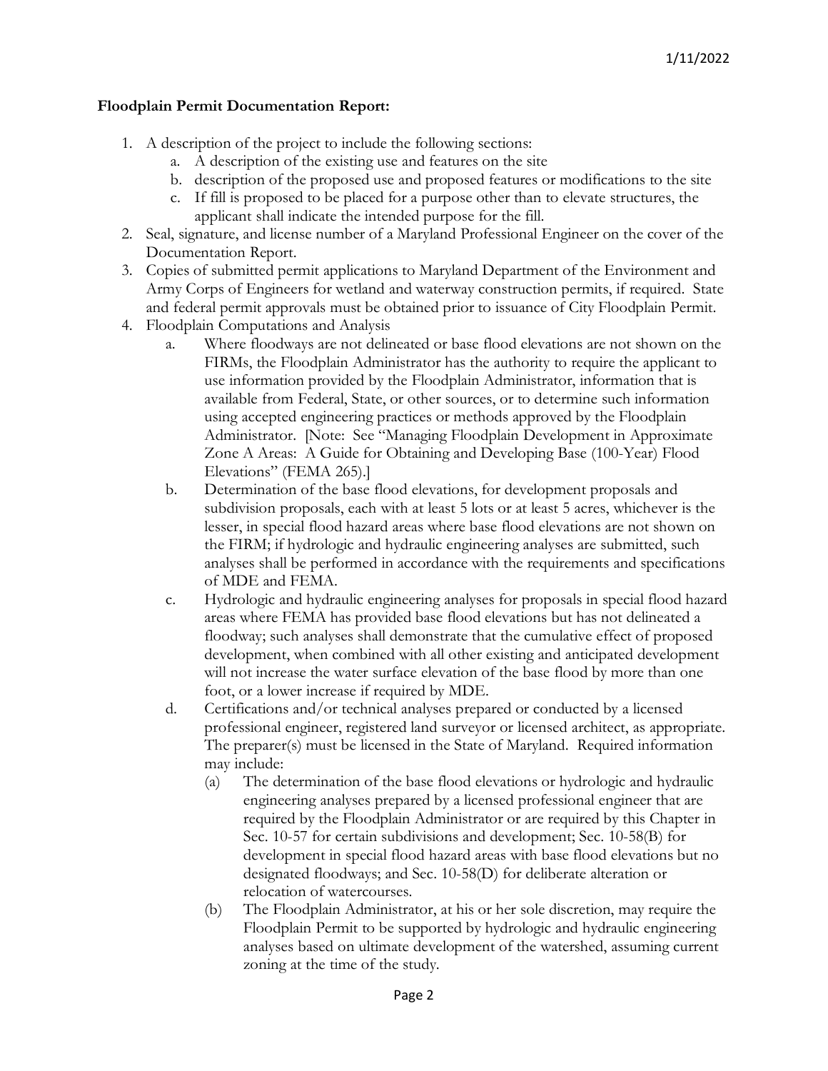**Floodplain Permit Documentation Report:**

1. A description of the project to include the following sections:
   a. A description of the existing use and features on the site
   b. description of the proposed use and proposed features or modifications to the site
   c. If fill is proposed to be placed for a purpose other than to elevate structures, the applicant shall indicate the intended purpose for the fill.
2. Seal, signature, and license number of a Maryland Professional Engineer on the cover of the Documentation Report.
3. Copies of submitted permit applications to Maryland Department of the Environment and Army Corps of Engineers for wetland and waterway construction permits, if required. State and federal permit approvals must be obtained prior to issuance of City Floodplain Permit.
4. Floodplain Computations and Analysis
   a. Where floodways are not delineated or base flood elevations are not shown on the FIRMs, the Floodplain Administrator has the authority to require the applicant to use information provided by the Floodplain Administrator, information that is available from Federal, State, or other sources, or to determine such information using accepted engineering practices or methods approved by the Floodplain Administrator. [Note: See "Managing Floodplain Development in Approximate Zone A Areas: A Guide for Obtaining and Developing Base (100-Year) Flood Elevations" (FEMA 265).]
   b. Determination of the base flood elevations, for development proposals and subdivision proposals, each with at least 5 lots or at least 5 acres, whichever is the lesser, in special flood hazard areas where base flood elevations are not shown on the FIRM; if hydrologic and hydraulic engineering analyses are submitted, such analyses shall be performed in accordance with the requirements and specifications of MDE and FEMA.
   c. Hydrologic and hydraulic engineering analyses for proposals in special flood hazard areas where FEMA has provided base flood elevations but has not delineated a floodway; such analyses shall demonstrate that the cumulative effect of proposed development, when combined with all other existing and anticipated development will not increase the water surface elevation of the base flood by more than one foot, or a lower increase if required by MDE.
   d. Certifications and/or technical analyses prepared or conducted by a licensed professional engineer, registered land surveyor or licensed architect, as appropriate. The preparer(s) must be licensed in the State of Maryland. Required information may include:
      (a) The determination of the base flood elevations or hydrologic and hydraulic engineering analyses prepared by a licensed professional engineer that are required by the Floodplain Administrator or are required by this Chapter in Sec. 10-57 for certain subdivisions and development; Sec. 10-58(B) for development in special flood hazard areas with base flood elevations but no designated floodways; and Sec. 10-58(D) for deliberate alteration or relocation of watercourses.
      (b) The Floodplain Administrator, at his or her sole discretion, may require the Floodplain Permit to be supported by hydrologic and hydraulic engineering analyses based on ultimate development of the watershed, assuming current zoning at the time of the study.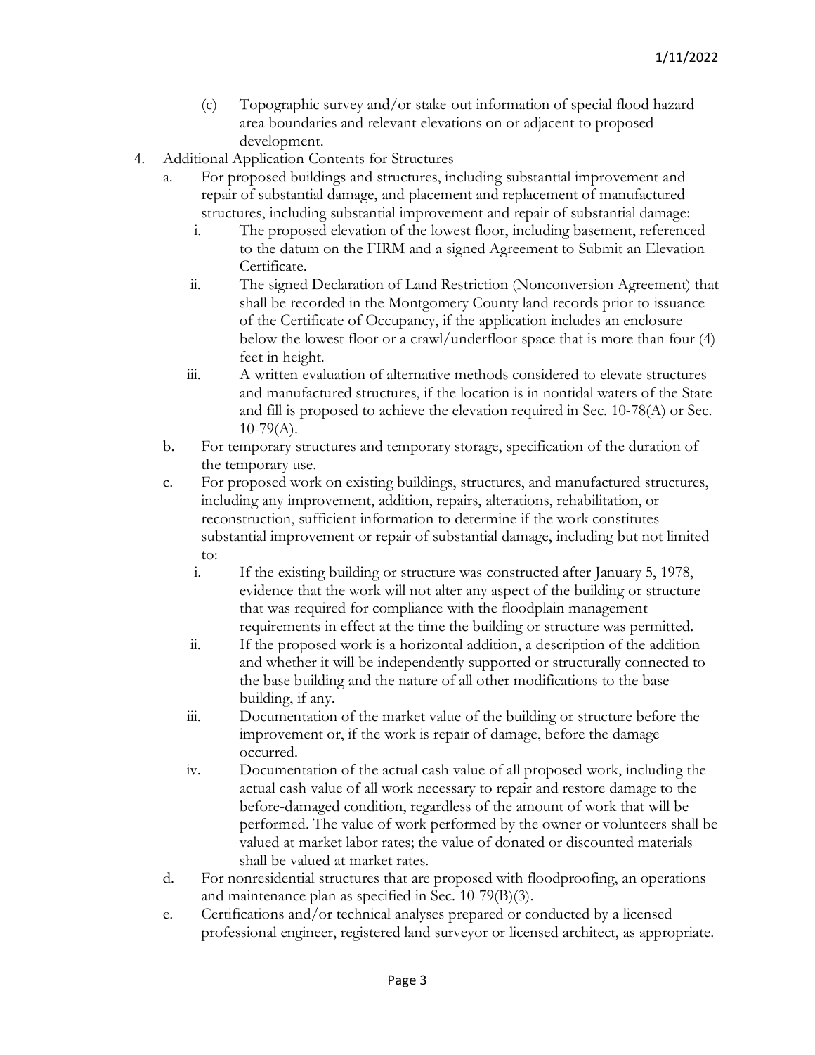(c) Topographic survey and/or stake-out information of special flood hazard area boundaries and relevant elevations on or adjacent to proposed development.

4. Additional Application Contents for Structures
   a. For proposed buildings and structures, including substantial improvement and repair of substantial damage, and placement and replacement of manufactured structures, including substantial improvement and repair of substantial damage:
      i. The proposed elevation of the lowest floor, including basement, referenced to the datum on the FIRM and a signed Agreement to Submit an Elevation Certificate.
      ii. The signed Declaration of Land Restriction (Nonconversion Agreement) that shall be recorded in the Montgomery County land records prior to issuance of the Certificate of Occupancy, if the application includes an enclosure below the lowest floor or a crawl/underfloor space that is more than four (4) feet in height.
      iii. A written evaluation of alternative methods considered to elevate structures and manufactured structures, if the location is in nontidal waters of the State and fill is proposed to achieve the elevation required in Sec. 10-78(A) or Sec. 10-79(A).
   b. For temporary structures and temporary storage, specification of the duration of the temporary use.
   c. For proposed work on existing buildings, structures, and manufactured structures, including any improvement, addition, repairs, alterations, rehabilitation, or reconstruction, sufficient information to determine if the work constitutes substantial improvement or repair of substantial damage, including but not limited to:
      i. If the existing building or structure was constructed after January 5, 1978, evidence that the work will not alter any aspect of the building or structure that was required for compliance with the floodplain management requirements in effect at the time the building or structure was permitted.
      ii. If the proposed work is a horizontal addition, a description of the addition and whether it will be independently supported or structurally connected to the base building and the nature of all other modifications to the base building, if any.
      iii. Documentation of the market value of the building or structure before the improvement or, if the work is repair of damage, before the damage occurred.
      iv. Documentation of the actual cash value of all proposed work, including the actual cash value of all work necessary to repair and restore damage to the before-damaged condition, regardless of the amount of work that will be performed. The value of work performed by the owner or volunteers shall be valued at market labor rates; the value of donated or discounted materials shall be valued at market rates.
   d. For nonresidential structures that are proposed with floodproofing, an operations and maintenance plan as specified in Sec. 10-79(B)(3).
   e. Certifications and/or technical analyses prepared or conducted by a licensed professional engineer, registered land surveyor or licensed architect, as appropriate.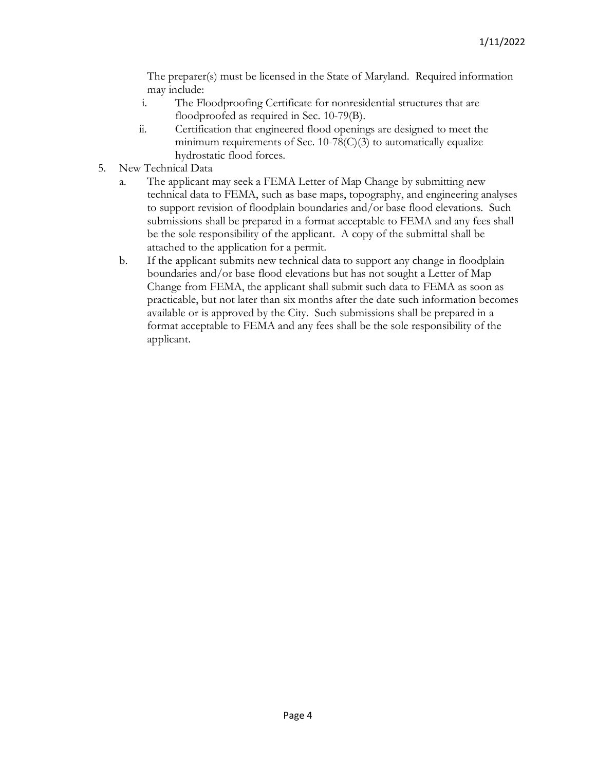The preparer(s) must be licensed in the State of Maryland. Required information may include:

   i. The Floodproofing Certificate for nonresidential structures that are floodproofed as required in Sec. 10-79(B).
   ii. Certification that engineered flood openings are designed to meet the minimum requirements of Sec. 10-78(C)(3) to automatically equalize hydrostatic flood forces.

5. New Technical Data
   a. The applicant may seek a FEMA Letter of Map Change by submitting new technical data to FEMA, such as base maps, topography, and engineering analyses to support revision of floodplain boundaries and/or base flood elevations. Such submissions shall be prepared in a format acceptable to FEMA and any fees shall be the sole responsibility of the applicant. A copy of the submittal shall be attached to the application for a permit.
   b. If the applicant submits new technical data to support any change in floodplain boundaries and/or base flood elevations but has not sought a Letter of Map Change from FEMA, the applicant shall submit such data to FEMA as soon as practicable, but not later than six months after the date such information becomes available or is approved by the City. Such submissions shall be prepared in a format acceptable to FEMA and any fees shall be the sole responsibility of the applicant.